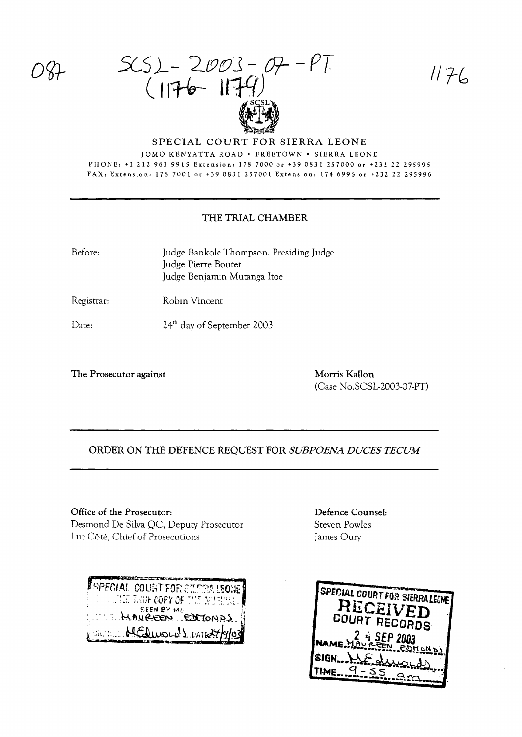087 SCSL-2003-07-PT (1176-1179) 1176

# SPECIAL COURT FOR SIERRA LEONE

JOMO KENYATTA ROAD • FREETOWN • SIERRA LEONE
PHONE: +1 212 963 9915 Extension: 178 7000 or +39 0831 257000 or +232 22 295995
FAX: Extension: 178 7001 or +39 0831 257001 Extension: 174 6996 or +232 22 295996

## THE TRIAL CHAMBER

Before: Judge Bankole Thompson, Presiding Judge
Judge Pierre Boutet
Judge Benjamin Mutanga Itoe

Registrar: Robin Vincent

Date: 24th day of September 2003

**The Prosecutor against**

**Morris Kallon**
(Case No.SCSL-2003-07-PT)

## ORDER ON THE DEFENCE REQUEST FOR *SUBPOENA DUCES TECUM*

**Office of the Prosecutor:**
Desmond De Silva QC, Deputy Prosecutor
Luc Côté, Chief of Prosecutions

**Defence Counsel:**
Steven Powles
James Oury

SPECIAL COURT FOR SIERRA LEONE
CERTIFIED TRUE COPY OF THE ORIGINAL
SEEN BY ME
NAME MAUREEN EDMONDS
SIGN MEdmonds DATE 24/9/03

SPECIAL COURT FOR SIERRA LEONE
RECEIVED
COURT RECORDS
24 SEP 2003
NAME MAUREEN EDMONDS
SIGN MEdmonds
TIME 9-55 am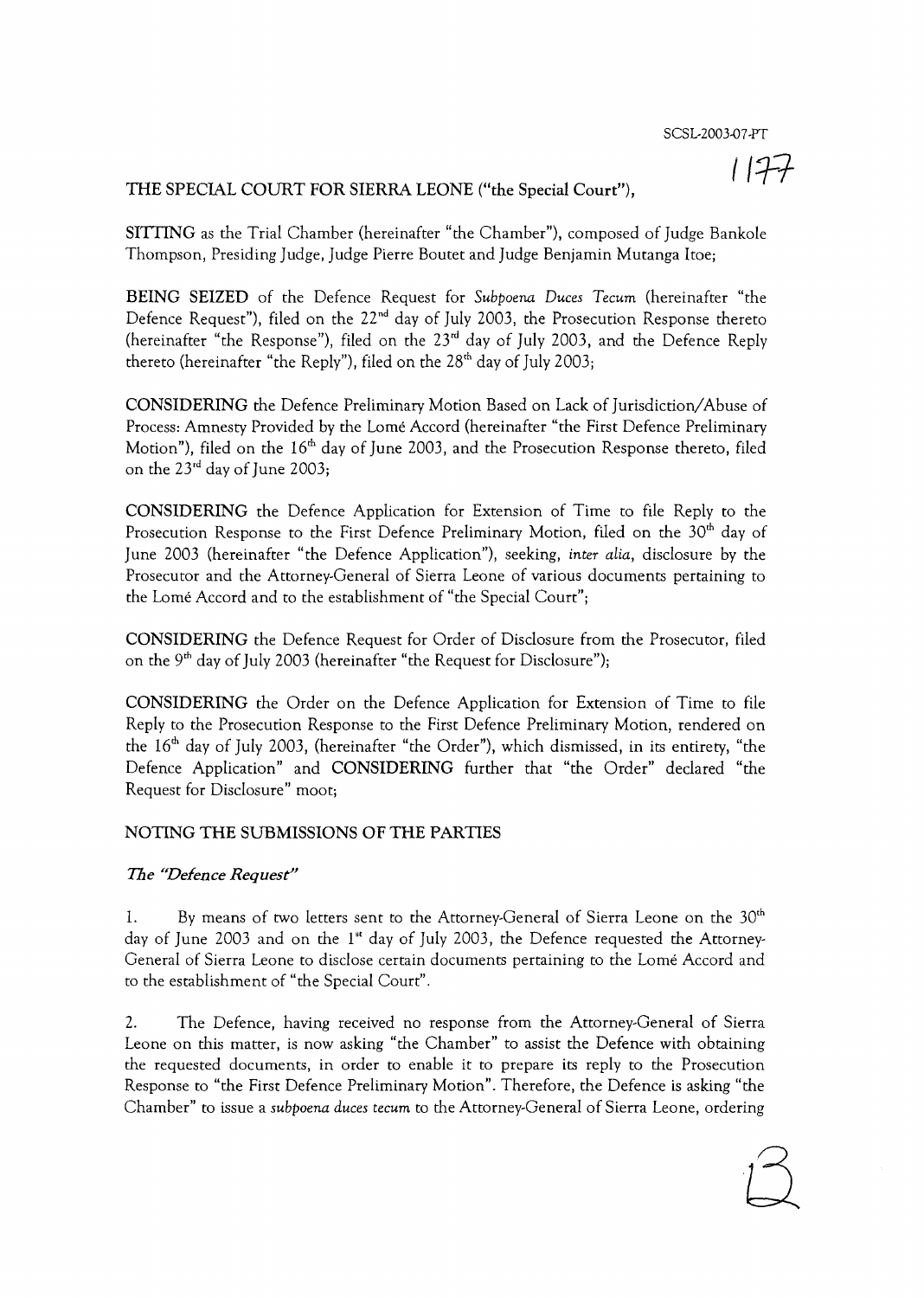# THE SPECIAL COURT FOR SIERRA LEONE ("the Special Court"),

**SITTING** as the Trial Chamber (hereinafter "the Chamber"), composed of Judge Bankole Thompson, Presiding Judge, Judge Pierre Boutet and Judge Benjamin Mutanga Itoe;

**BEING SEIZED** of the Defence Request for *Subpoena Duces Tecum* (hereinafter "the Defence Request"), filed on the 22[nd] day of July 2003, the Prosecution Response thereto (hereinafter "the Response"), filed on the 23[rd] day of July 2003, and the Defence Reply thereto (hereinafter "the Reply"), filed on the 28[th] day of July 2003;

**CONSIDERING** the Defence Preliminary Motion Based on Lack of Jurisdiction/Abuse of Process: Amnesty Provided by the Lomé Accord (hereinafter "the First Defence Preliminary Motion"), filed on the 16[th] day of June 2003, and the Prosecution Response thereto, filed on the 23[rd] day of June 2003;

**CONSIDERING** the Defence Application for Extension of Time to file Reply to the Prosecution Response to the First Defence Preliminary Motion, filed on the 30[th] day of June 2003 (hereinafter "the Defence Application"), seeking, *inter alia*, disclosure by the Prosecutor and the Attorney-General of Sierra Leone of various documents pertaining to the Lomé Accord and to the establishment of "the Special Court";

**CONSIDERING** the Defence Request for Order of Disclosure from the Prosecutor, filed on the 9[th] day of July 2003 (hereinafter "the Request for Disclosure");

**CONSIDERING** the Order on the Defence Application for Extension of Time to file Reply to the Prosecution Response to the First Defence Preliminary Motion, rendered on the 16[th] day of July 2003, (hereinafter "the Order"), which dismissed, in its entirety, "the Defence Application" and **CONSIDERING** further that "the Order" declared "the Request for Disclosure" moot;

## NOTING THE SUBMISSIONS OF THE PARTIES

### *The "Defence Request"*

1. By means of two letters sent to the Attorney-General of Sierra Leone on the 30[th] day of June 2003 and on the 1[st] day of July 2003, the Defence requested the Attorney-General of Sierra Leone to disclose certain documents pertaining to the Lomé Accord and to the establishment of "the Special Court".

2. The Defence, having received no response from the Attorney-General of Sierra Leone on this matter, is now asking "the Chamber" to assist the Defence with obtaining the requested documents, in order to enable it to prepare its reply to the Prosecution Response to "the First Defence Preliminary Motion". Therefore, the Defence is asking "the Chamber" to issue a *subpoena duces tecum* to the Attorney-General of Sierra Leone, ordering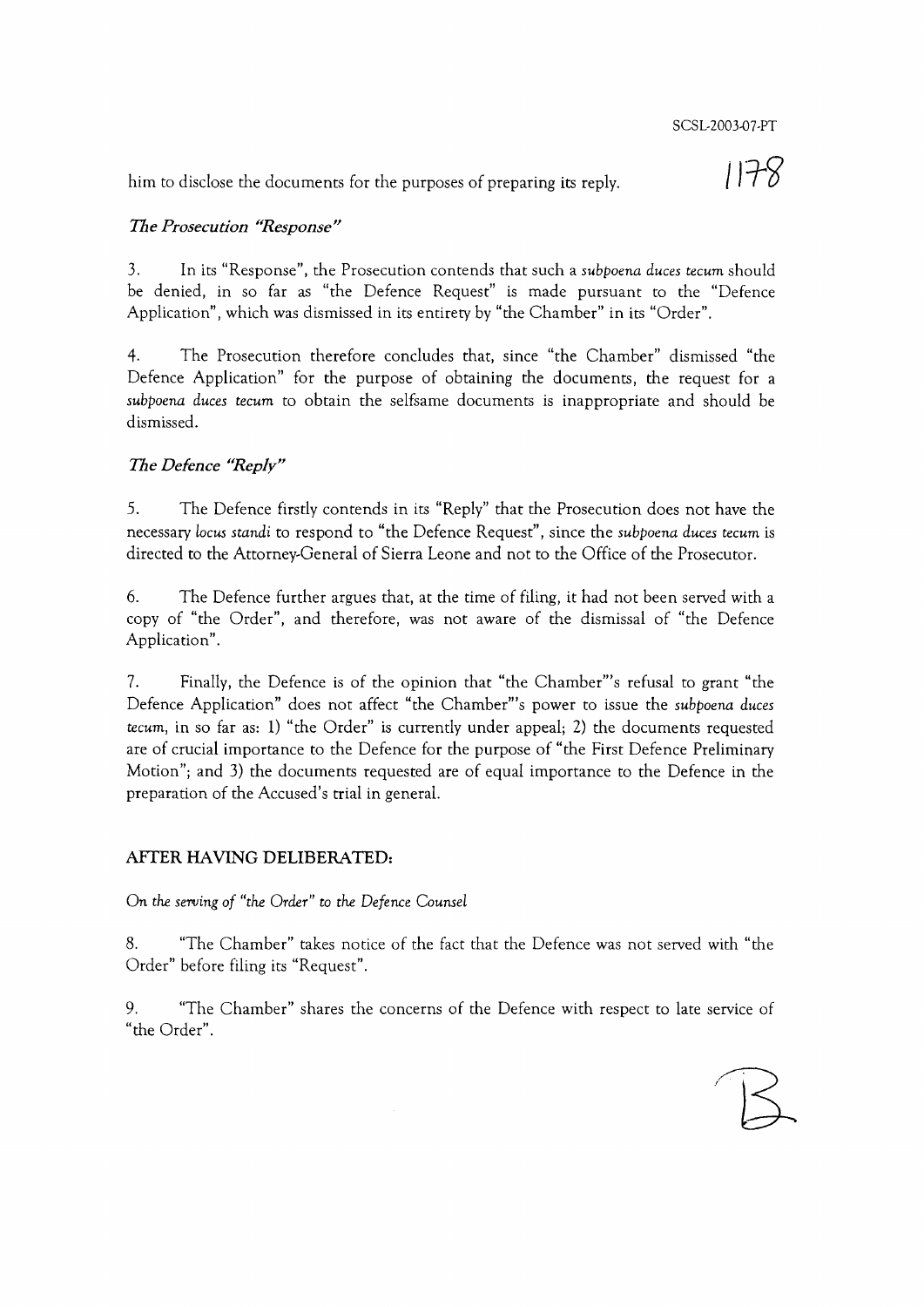him to disclose the documents for the purposes of preparing its reply.

*The Prosecution "Response"*

3. In its "Response", the Prosecution contends that such a *subpoena duces tecum* should be denied, in so far as "the Defence Request" is made pursuant to the "Defence Application", which was dismissed in its entirety by "the Chamber" in its "Order".

4. The Prosecution therefore concludes that, since "the Chamber" dismissed "the Defence Application" for the purpose of obtaining the documents, the request for a *subpoena duces tecum* to obtain the selfsame documents is inappropriate and should be dismissed.

*The Defence "Reply"*

5. The Defence firstly contends in its "Reply" that the Prosecution does not have the necessary *locus standi* to respond to "the Defence Request", since the *subpoena duces tecum* is directed to the Attorney-General of Sierra Leone and not to the Office of the Prosecutor.

6. The Defence further argues that, at the time of filing, it had not been served with a copy of "the Order", and therefore, was not aware of the dismissal of "the Defence Application".

7. Finally, the Defence is of the opinion that "the Chamber"'s refusal to grant "the Defence Application" does not affect "the Chamber"'s power to issue the *subpoena duces tecum*, in so far as: 1) "the Order" is currently under appeal; 2) the documents requested are of crucial importance to the Defence for the purpose of "the First Defence Preliminary Motion"; and 3) the documents requested are of equal importance to the Defence in the preparation of the Accused's trial in general.

**AFTER HAVING DELIBERATED:**

*On the serving of "the Order" to the Defence Counsel*

8. "The Chamber" takes notice of the fact that the Defence was not served with "the Order" before filing its "Request".

9. "The Chamber" shares the concerns of the Defence with respect to late service of "the Order".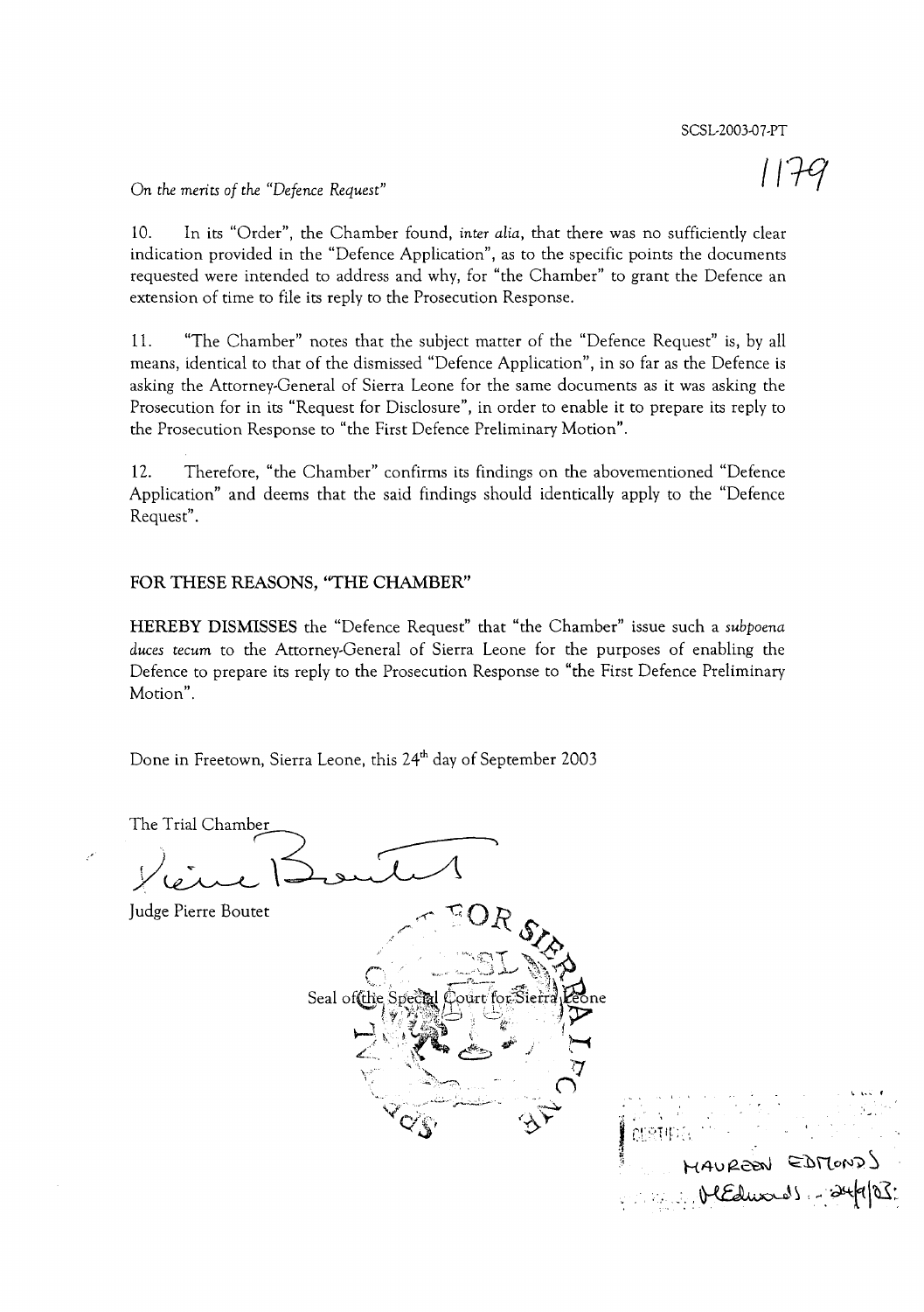*On the merits of the "Defence Request"*

10. In its "Order", the Chamber found, *inter alia*, that there was no sufficiently clear indication provided in the "Defence Application", as to the specific points the documents requested were intended to address and why, for "the Chamber" to grant the Defence an extension of time to file its reply to the Prosecution Response.

11. "The Chamber" notes that the subject matter of the "Defence Request" is, by all means, identical to that of the dismissed "Defence Application", in so far as the Defence is asking the Attorney-General of Sierra Leone for the same documents as it was asking the Prosecution for in its "Request for Disclosure", in order to enable it to prepare its reply to the Prosecution Response to "the First Defence Preliminary Motion".

12. Therefore, "the Chamber" confirms its findings on the abovementioned "Defence Application" and deems that the said findings should identically apply to the "Defence Request".

**FOR THESE REASONS, "THE CHAMBER"**

**HEREBY DISMISSES** the "Defence Request" that "the Chamber" issue such a *subpoena duces tecum* to the Attorney-General of Sierra Leone for the purposes of enabling the Defence to prepare its reply to the Prosecution Response to "the First Defence Preliminary Motion".

Done in Freetown, Sierra Leone, this 24th day of September 2003

The Trial Chamber

Judge Pierre Boutet

Seal of the Special Court for Sierra Leone

CERTIFIED
MAUREEN EDMONDS
MEdmonds 24/9/03